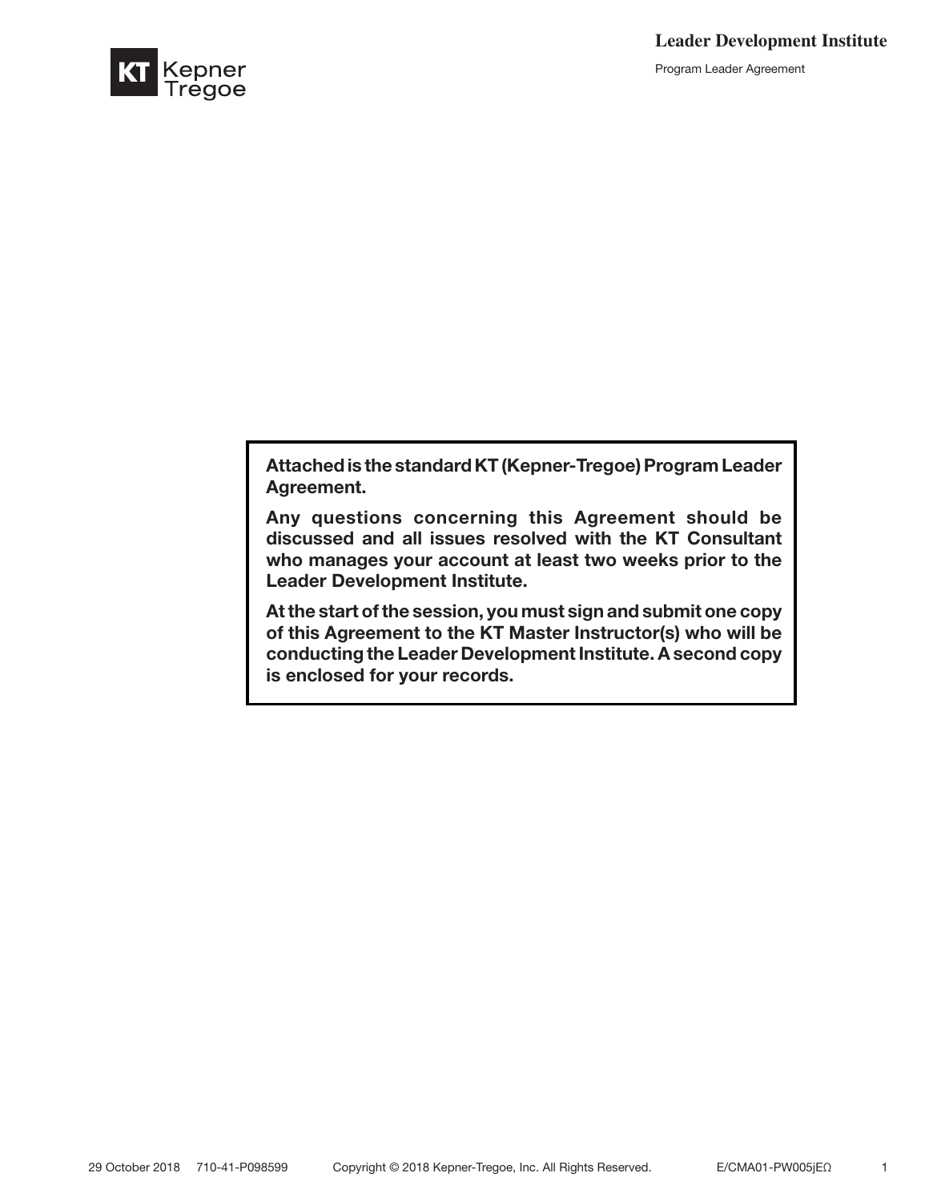**Attached is the standard KT (Kepner-Tregoe) Program Leader Agreement.**

**Any questions concerning this Agreement should be discussed and all issues resolved with the KT Consultant who manages your account at least two weeks prior to the Leader Development Institute.**

**At the start of the session, you must sign and submit one copy of this Agreement to the KT Master Instructor(s) who will be conducting the Leader Development Institute. A second copy is enclosed for your records.**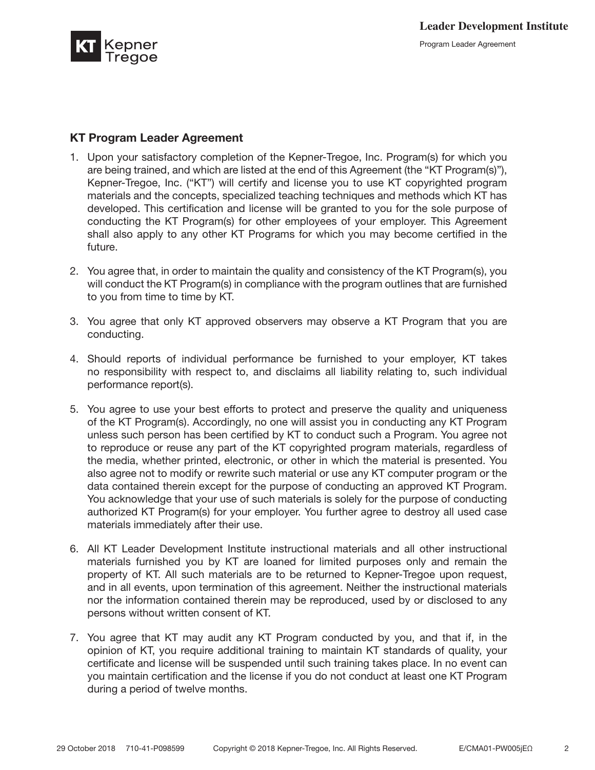## KT Program Leader Agreement

1. Upon your satisfactory completion of the Kepner-Tregoe, Inc. Program(s) for which you are being trained, and which are listed at the end of this Agreement (the "KT Program(s)"), Kepner-Tregoe, Inc. ("KT") will certify and license you to use KT copyrighted program materials and the concepts, specialized teaching techniques and methods which KT has developed. This certification and license will be granted to you for the sole purpose of conducting the KT Program(s) for other employees of your employer. This Agreement shall also apply to any other KT Programs for which you may become certified in the future.

2. You agree that, in order to maintain the quality and consistency of the KT Program(s), you will conduct the KT Program(s) in compliance with the program outlines that are furnished to you from time to time by KT.

3. You agree that only KT approved observers may observe a KT Program that you are conducting.

4. Should reports of individual performance be furnished to your employer, KT takes no responsibility with respect to, and disclaims all liability relating to, such individual performance report(s).

5. You agree to use your best efforts to protect and preserve the quality and uniqueness of the KT Program(s). Accordingly, no one will assist you in conducting any KT Program unless such person has been certified by KT to conduct such a Program. You agree not to reproduce or reuse any part of the KT copyrighted program materials, regardless of the media, whether printed, electronic, or other in which the material is presented. You also agree not to modify or rewrite such material or use any KT computer program or the data contained therein except for the purpose of conducting an approved KT Program. You acknowledge that your use of such materials is solely for the purpose of conducting authorized KT Program(s) for your employer. You further agree to destroy all used case materials immediately after their use.

6. All KT Leader Development Institute instructional materials and all other instructional materials furnished you by KT are loaned for limited purposes only and remain the property of KT. All such materials are to be returned to Kepner-Tregoe upon request, and in all events, upon termination of this agreement. Neither the instructional materials nor the information contained therein may be reproduced, used by or disclosed to any persons without written consent of KT.

7. You agree that KT may audit any KT Program conducted by you, and that if, in the opinion of KT, you require additional training to maintain KT standards of quality, your certificate and license will be suspended until such training takes place. In no event can you maintain certification and the license if you do not conduct at least one KT Program during a period of twelve months.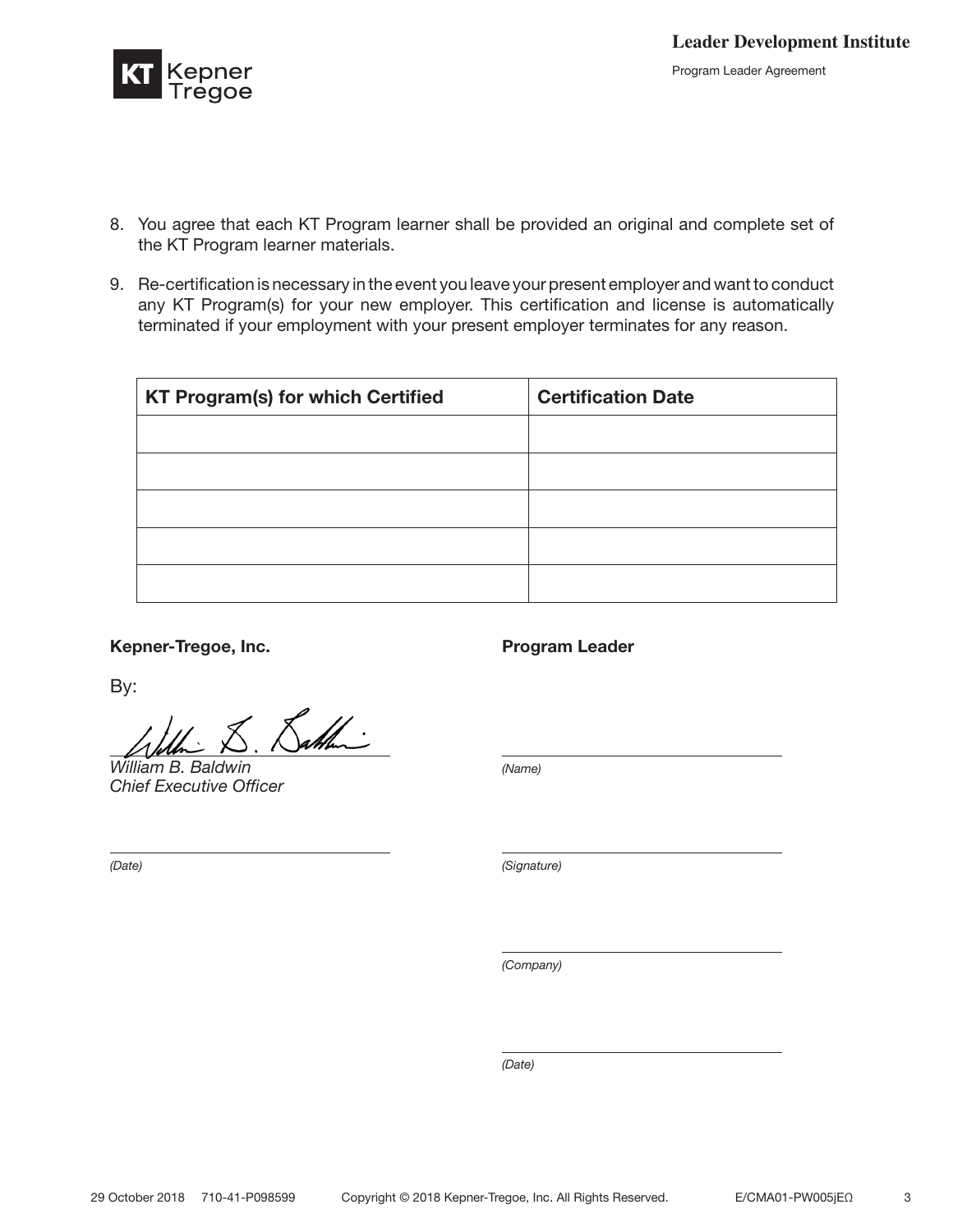8. You agree that each KT Program learner shall be provided an original and complete set of the KT Program learner materials.

9. Re-certification is necessary in the event you leave your present employer and want to conduct any KT Program(s) for your new employer. This certification and license is automatically terminated if your employment with your present employer terminates for any reason.

| KT Program(s) for which Certified | Certification Date |
|---|---|
| | |
| | |
| | |
| | |
| | |

**Kepner-Tregoe, Inc.**

By:

_______________________________

*William B. Baldwin*
*Chief Executive Officer*

_______________________________
*(Date)*

**Program Leader**

_______________________________
*(Name)*

_______________________________
*(Signature)*

_______________________________
*(Company)*

_______________________________
*(Date)*